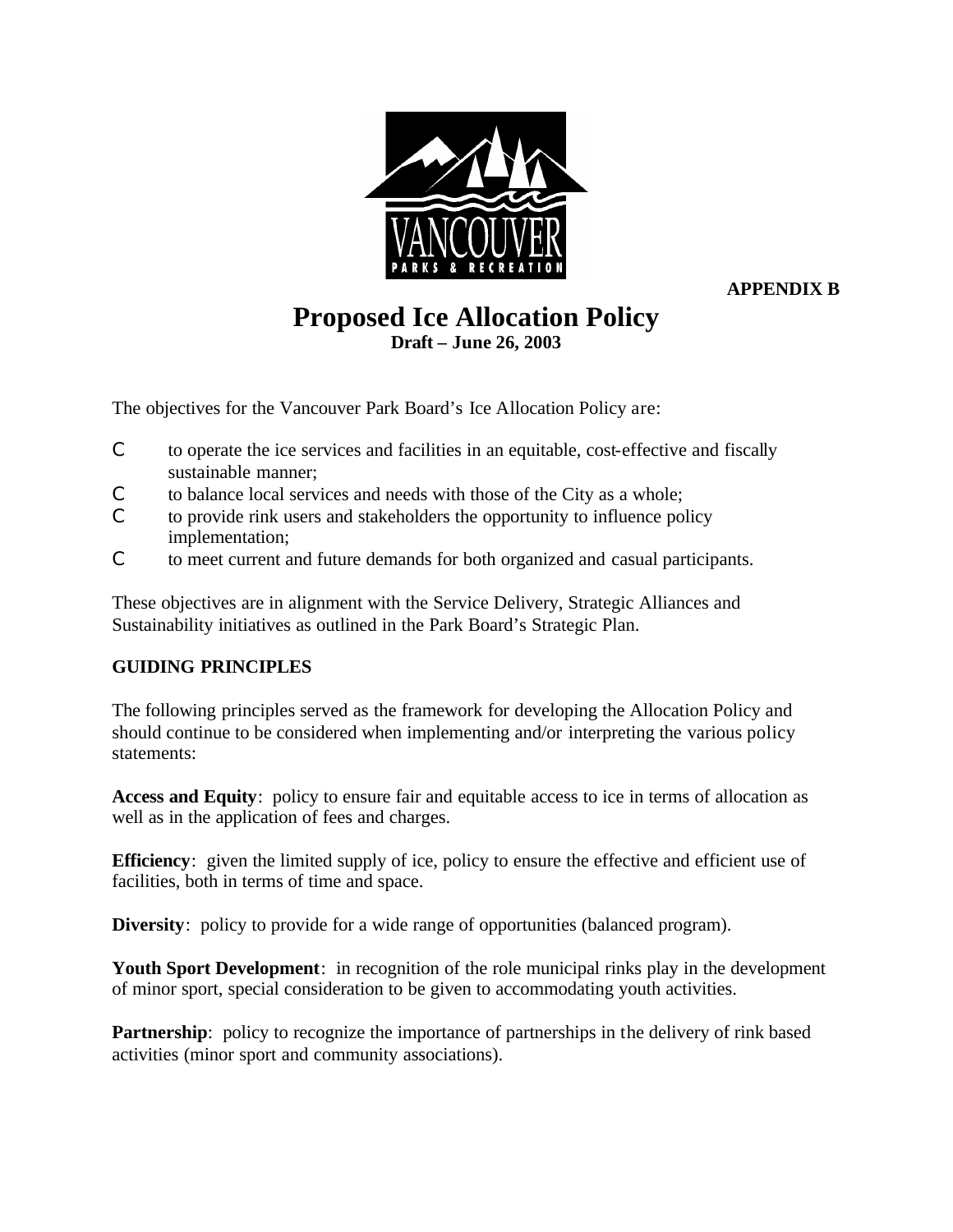**APPENDIX B**

# Proposed Ice Allocation Policy

**Draft – June 26, 2003**

The objectives for the Vancouver Park Board's Ice Allocation Policy are:

- to operate the ice services and facilities in an equitable, cost-effective and fiscally sustainable manner;
- to balance local services and needs with those of the City as a whole;
- to provide rink users and stakeholders the opportunity to influence policy implementation;
- to meet current and future demands for both organized and casual participants.

These objectives are in alignment with the Service Delivery, Strategic Alliances and Sustainability initiatives as outlined in the Park Board's Strategic Plan.

## GUIDING PRINCIPLES

The following principles served as the framework for developing the Allocation Policy and should continue to be considered when implementing and/or interpreting the various policy statements:

**Access and Equity**: policy to ensure fair and equitable access to ice in terms of allocation as well as in the application of fees and charges.

**Efficiency**: given the limited supply of ice, policy to ensure the effective and efficient use of facilities, both in terms of time and space.

**Diversity**: policy to provide for a wide range of opportunities (balanced program).

**Youth Sport Development**: in recognition of the role municipal rinks play in the development of minor sport, special consideration to be given to accommodating youth activities.

**Partnership**: policy to recognize the importance of partnerships in the delivery of rink based activities (minor sport and community associations).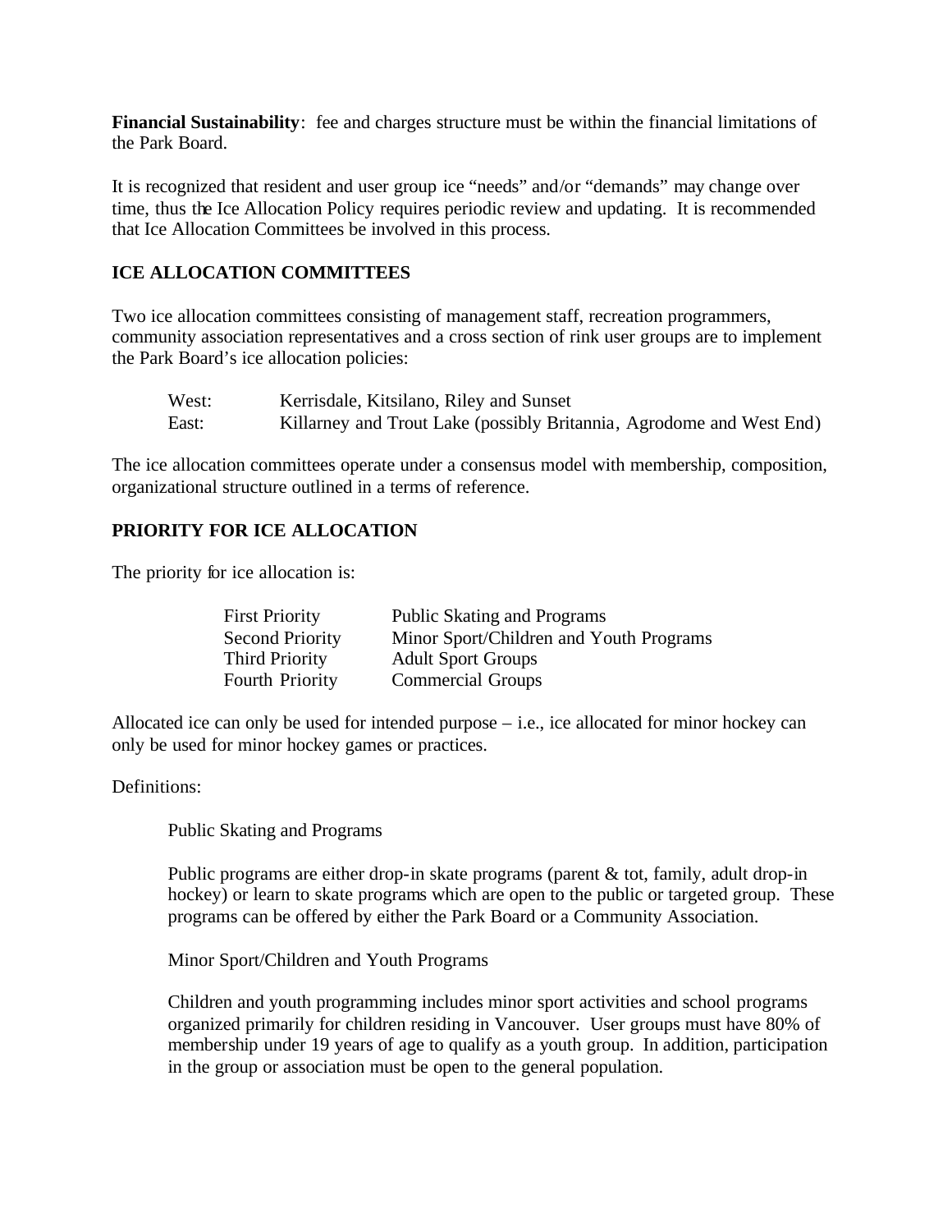**Financial Sustainability**: fee and charges structure must be within the financial limitations of the Park Board.

It is recognized that resident and user group ice "needs" and/or "demands" may change over time, thus the Ice Allocation Policy requires periodic review and updating. It is recommended that Ice Allocation Committees be involved in this process.

## ICE ALLOCATION COMMITTEES

Two ice allocation committees consisting of management staff, recreation programmers, community association representatives and a cross section of rink user groups are to implement the Park Board's ice allocation policies:

| | |
|---|---|
| West: | Kerrisdale, Kitsilano, Riley and Sunset |
| East: | Killarney and Trout Lake (possibly Britannia, Agrodome and West End) |

The ice allocation committees operate under a consensus model with membership, composition, organizational structure outlined in a terms of reference.

## PRIORITY FOR ICE ALLOCATION

The priority for ice allocation is:

| | |
|---|---|
| First Priority | Public Skating and Programs |
| Second Priority | Minor Sport/Children and Youth Programs |
| Third Priority | Adult Sport Groups |
| Fourth Priority | Commercial Groups |

Allocated ice can only be used for intended purpose – i.e., ice allocated for minor hockey can only be used for minor hockey games or practices.

Definitions:

Public Skating and Programs

Public programs are either drop-in skate programs (parent & tot, family, adult drop-in hockey) or learn to skate programs which are open to the public or targeted group. These programs can be offered by either the Park Board or a Community Association.

Minor Sport/Children and Youth Programs

Children and youth programming includes minor sport activities and school programs organized primarily for children residing in Vancouver. User groups must have 80% of membership under 19 years of age to qualify as a youth group. In addition, participation in the group or association must be open to the general population.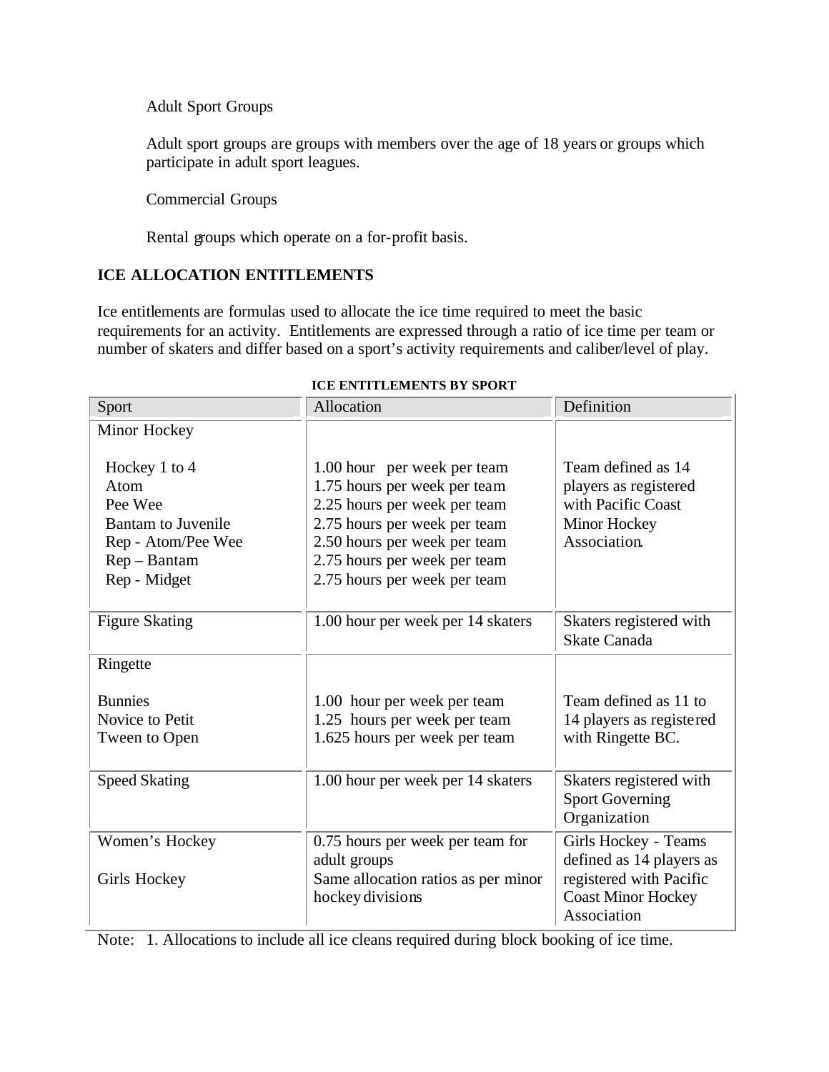Adult Sport Groups

Adult sport groups are groups with members over the age of 18 years or groups which participate in adult sport leagues.

Commercial Groups

Rental groups which operate on a for-profit basis.

## ICE ALLOCATION ENTITLEMENTS

Ice entitlements are formulas used to allocate the ice time required to meet the basic requirements for an activity. Entitlements are expressed through a ratio of ice time per team or number of skaters and differ based on a sport's activity requirements and caliber/level of play.

**ICE ENTITLEMENTS BY SPORT**

| Sport | Allocation | Definition |
|---|---|---|
| Minor Hockey | | |
| Hockey 1 to 4 | 1.00 hour per week per team | Team defined as 14 players as registered with Pacific Coast Minor Hockey Association. |
| Atom | 1.75 hours per week per team | |
| Pee Wee | 2.25 hours per week per team | |
| Bantam to Juvenile | 2.75 hours per week per team | |
| Rep - Atom/Pee Wee | 2.50 hours per week per team | |
| Rep – Bantam | 2.75 hours per week per team | |
| Rep - Midget | 2.75 hours per week per team | |
| Figure Skating | 1.00 hour per week per 14 skaters | Skaters registered with Skate Canada |
| Ringette | | |
| Bunnies | 1.00 hour per week per team | Team defined as 11 to 14 players as registered with Ringette BC. |
| Novice to Petit | 1.25 hours per week per team | |
| Tween to Open | 1.625 hours per week per team | |
| Speed Skating | 1.00 hour per week per 14 skaters | Skaters registered with Sport Governing Organization |
| Women's Hockey | 0.75 hours per week per team for adult groups | Girls Hockey - Teams defined as 14 players as registered with Pacific Coast Minor Hockey Association |
| Girls Hockey | Same allocation ratios as per minor hockey divisions | |

Note: 1. Allocations to include all ice cleans required during block booking of ice time.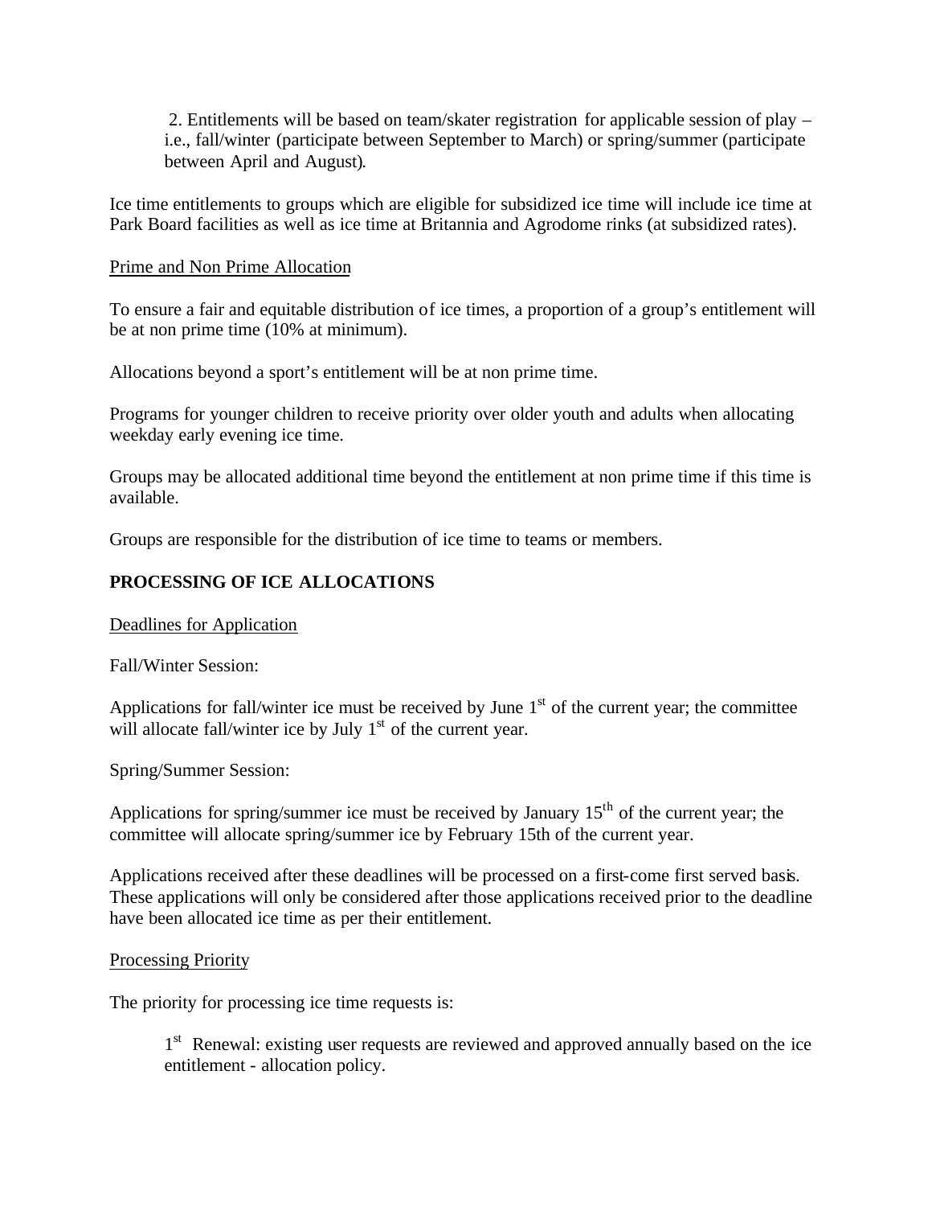2. Entitlements will be based on team/skater registration for applicable session of play – i.e., fall/winter (participate between September to March) or spring/summer (participate between April and August).

Ice time entitlements to groups which are eligible for subsidized ice time will include ice time at Park Board facilities as well as ice time at Britannia and Agrodome rinks (at subsidized rates).

<u>Prime and Non Prime Allocation</u>

To ensure a fair and equitable distribution of ice times, a proportion of a group's entitlement will be at non prime time (10% at minimum).

Allocations beyond a sport's entitlement will be at non prime time.

Programs for younger children to receive priority over older youth and adults when allocating weekday early evening ice time.

Groups may be allocated additional time beyond the entitlement at non prime time if this time is available.

Groups are responsible for the distribution of ice time to teams or members.

**PROCESSING OF ICE ALLOCATIONS**

<u>Deadlines for Application</u>

Fall/Winter Session:

Applications for fall/winter ice must be received by June 1st of the current year; the committee will allocate fall/winter ice by July 1st of the current year.

Spring/Summer Session:

Applications for spring/summer ice must be received by January 15th of the current year; the committee will allocate spring/summer ice by February 15th of the current year.

Applications received after these deadlines will be processed on a first-come first served basis. These applications will only be considered after those applications received prior to the deadline have been allocated ice time as per their entitlement.

<u>Processing Priority</u>

The priority for processing ice time requests is:

1st Renewal: existing user requests are reviewed and approved annually based on the ice entitlement - allocation policy.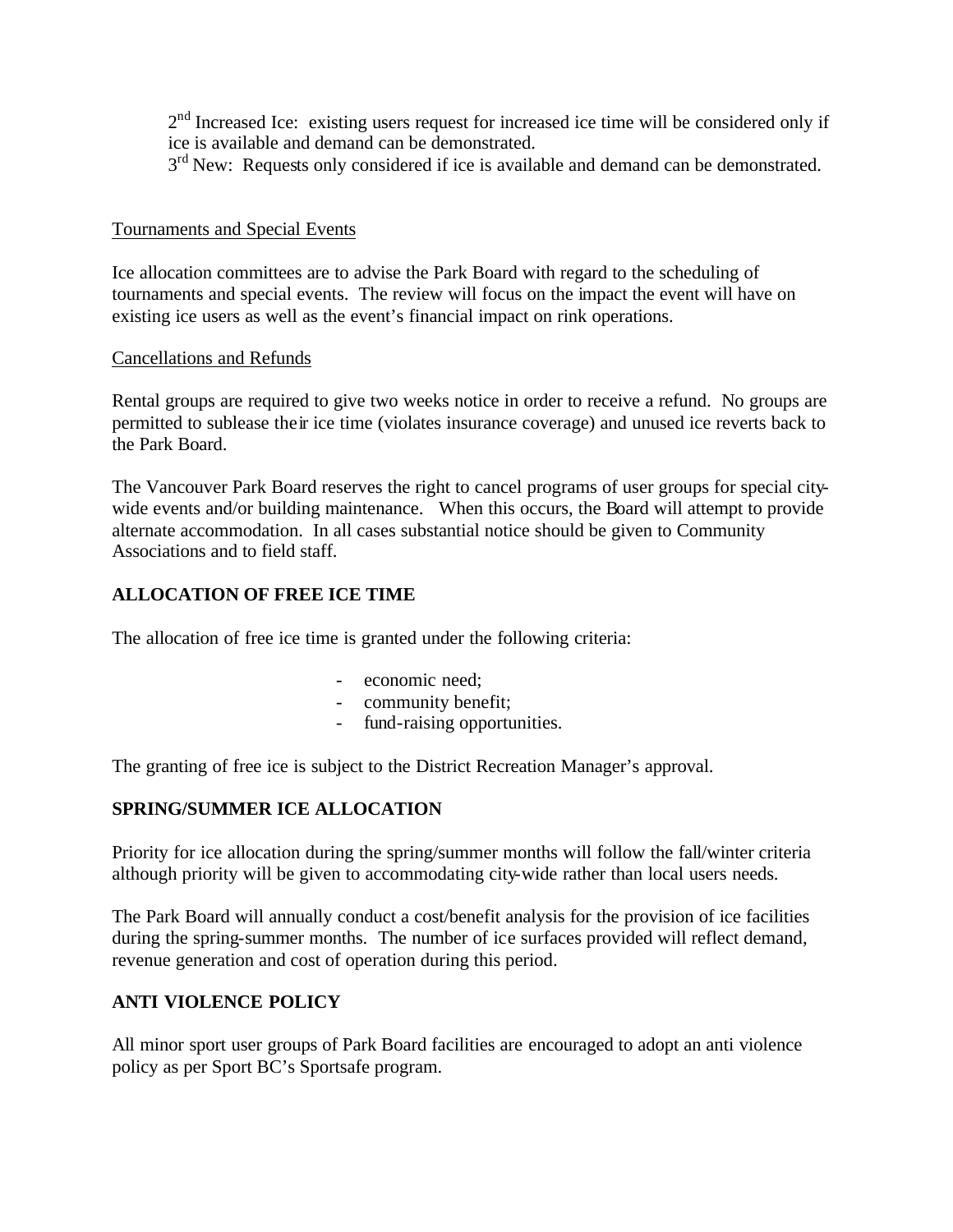2nd Increased Ice: existing users request for increased ice time will be considered only if ice is available and demand can be demonstrated.

3rd New: Requests only considered if ice is available and demand can be demonstrated.

Tournaments and Special Events

Ice allocation committees are to advise the Park Board with regard to the scheduling of tournaments and special events. The review will focus on the impact the event will have on existing ice users as well as the event's financial impact on rink operations.

Cancellations and Refunds

Rental groups are required to give two weeks notice in order to receive a refund. No groups are permitted to sublease their ice time (violates insurance coverage) and unused ice reverts back to the Park Board.

The Vancouver Park Board reserves the right to cancel programs of user groups for special city-wide events and/or building maintenance. When this occurs, the Board will attempt to provide alternate accommodation. In all cases substantial notice should be given to Community Associations and to field staff.

## ALLOCATION OF FREE ICE TIME

The allocation of free ice time is granted under the following criteria:

- economic need;
- community benefit;
- fund-raising opportunities.

The granting of free ice is subject to the District Recreation Manager's approval.

## SPRING/SUMMER ICE ALLOCATION

Priority for ice allocation during the spring/summer months will follow the fall/winter criteria although priority will be given to accommodating city-wide rather than local users needs.

The Park Board will annually conduct a cost/benefit analysis for the provision of ice facilities during the spring-summer months. The number of ice surfaces provided will reflect demand, revenue generation and cost of operation during this period.

## ANTI VIOLENCE POLICY

All minor sport user groups of Park Board facilities are encouraged to adopt an anti violence policy as per Sport BC's Sportsafe program.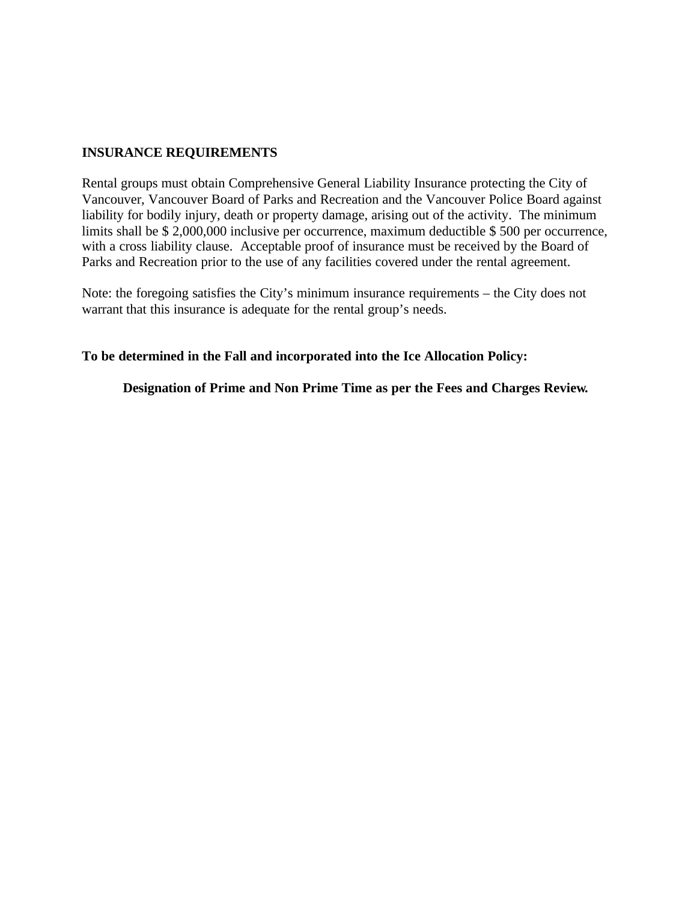**INSURANCE REQUIREMENTS**

Rental groups must obtain Comprehensive General Liability Insurance protecting the City of Vancouver, Vancouver Board of Parks and Recreation and the Vancouver Police Board against liability for bodily injury, death or property damage, arising out of the activity. The minimum limits shall be $ 2,000,000 inclusive per occurrence, maximum deductible $ 500 per occurrence, with a cross liability clause. Acceptable proof of insurance must be received by the Board of Parks and Recreation prior to the use of any facilities covered under the rental agreement.

Note: the foregoing satisfies the City's minimum insurance requirements – the City does not warrant that this insurance is adequate for the rental group's needs.

**To be determined in the Fall and incorporated into the Ice Allocation Policy:**

**Designation of Prime and Non Prime Time as per the Fees and Charges Review.**